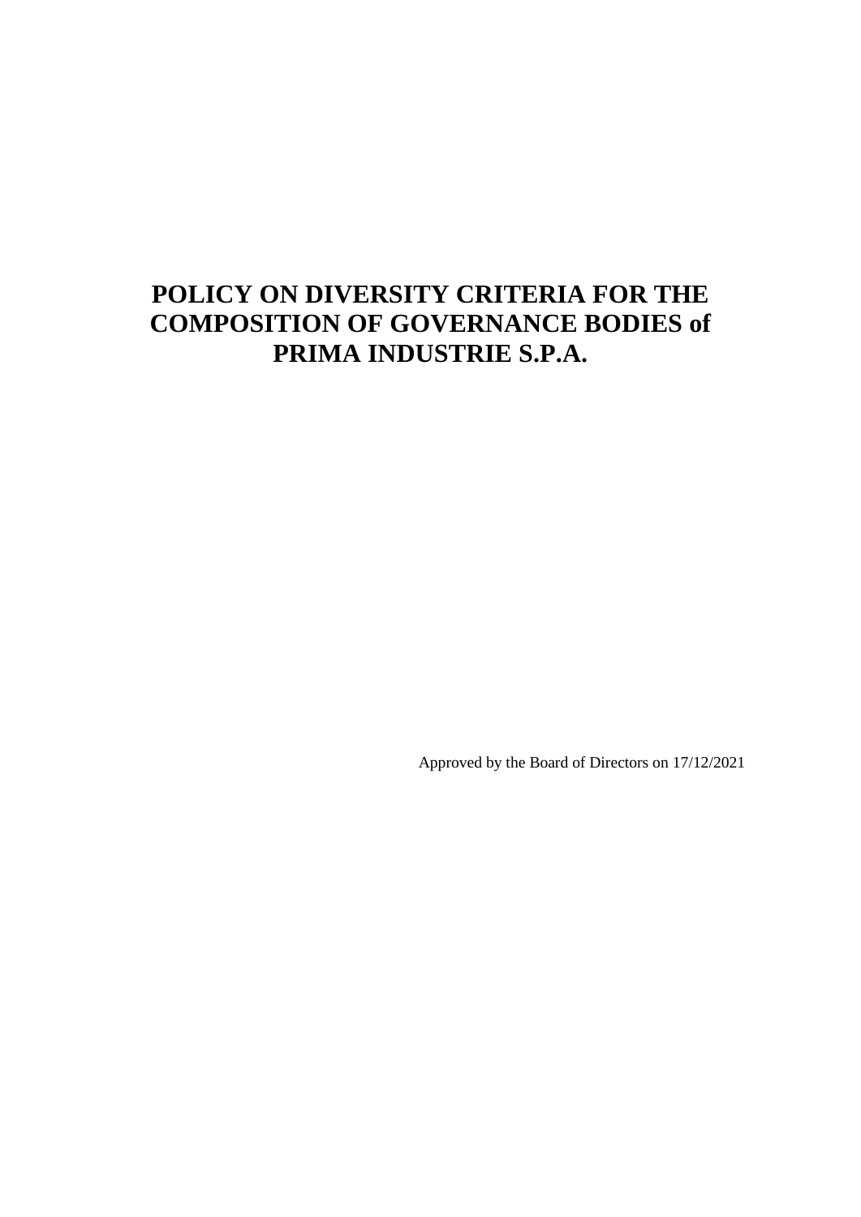# POLICY ON DIVERSITY CRITERIA FOR THE COMPOSITION OF GOVERNANCE BODIES of PRIMA INDUSTRIE S.P.A.

Approved by the Board of Directors on 17/12/2021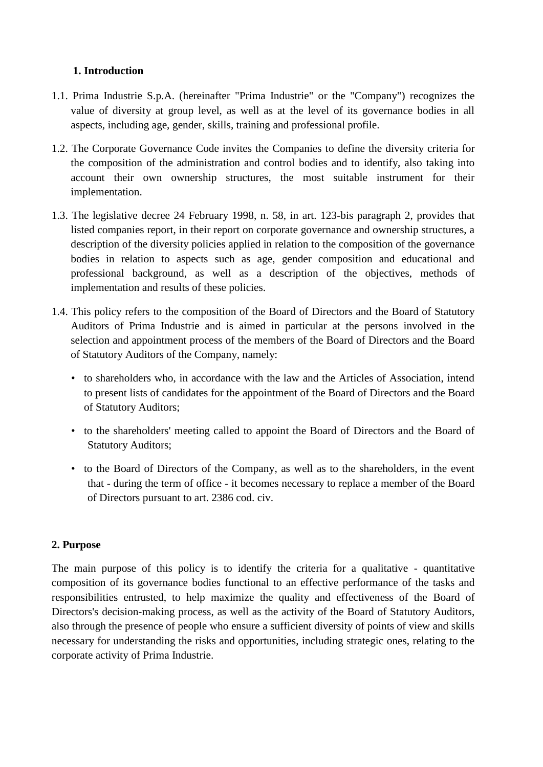## 1. Introduction

1.1. Prima Industrie S.p.A. (hereinafter "Prima Industrie" or the "Company") recognizes the value of diversity at group level, as well as at the level of its governance bodies in all aspects, including age, gender, skills, training and professional profile.

1.2. The Corporate Governance Code invites the Companies to define the diversity criteria for the composition of the administration and control bodies and to identify, also taking into account their own ownership structures, the most suitable instrument for their implementation.

1.3. The legislative decree 24 February 1998, n. 58, in art. 123-bis paragraph 2, provides that listed companies report, in their report on corporate governance and ownership structures, a description of the diversity policies applied in relation to the composition of the governance bodies in relation to aspects such as age, gender composition and educational and professional background, as well as a description of the objectives, methods of implementation and results of these policies.

1.4. This policy refers to the composition of the Board of Directors and the Board of Statutory Auditors of Prima Industrie and is aimed in particular at the persons involved in the selection and appointment process of the members of the Board of Directors and the Board of Statutory Auditors of the Company, namely:

- to shareholders who, in accordance with the law and the Articles of Association, intend to present lists of candidates for the appointment of the Board of Directors and the Board of Statutory Auditors;
- to the shareholders' meeting called to appoint the Board of Directors and the Board of Statutory Auditors;
- to the Board of Directors of the Company, as well as to the shareholders, in the event that - during the term of office - it becomes necessary to replace a member of the Board of Directors pursuant to art. 2386 cod. civ.

## 2. Purpose

The main purpose of this policy is to identify the criteria for a qualitative - quantitative composition of its governance bodies functional to an effective performance of the tasks and responsibilities entrusted, to help maximize the quality and effectiveness of the Board of Directors's decision-making process, as well as the activity of the Board of Statutory Auditors, also through the presence of people who ensure a sufficient diversity of points of view and skills necessary for understanding the risks and opportunities, including strategic ones, relating to the corporate activity of Prima Industrie.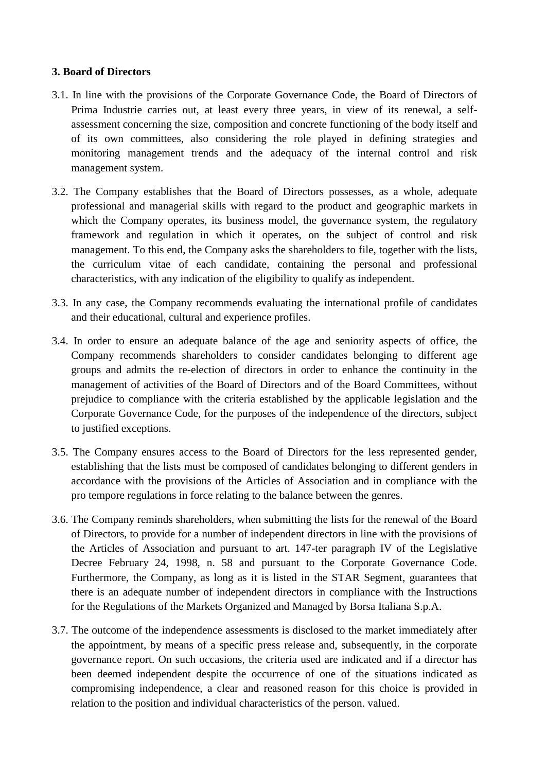**3. Board of Directors**

3.1. In line with the provisions of the Corporate Governance Code, the Board of Directors of Prima Industrie carries out, at least every three years, in view of its renewal, a self-assessment concerning the size, composition and concrete functioning of the body itself and of its own committees, also considering the role played in defining strategies and monitoring management trends and the adequacy of the internal control and risk management system.

3.2. The Company establishes that the Board of Directors possesses, as a whole, adequate professional and managerial skills with regard to the product and geographic markets in which the Company operates, its business model, the governance system, the regulatory framework and regulation in which it operates, on the subject of control and risk management. To this end, the Company asks the shareholders to file, together with the lists, the curriculum vitae of each candidate, containing the personal and professional characteristics, with any indication of the eligibility to qualify as independent.

3.3. In any case, the Company recommends evaluating the international profile of candidates and their educational, cultural and experience profiles.

3.4. In order to ensure an adequate balance of the age and seniority aspects of office, the Company recommends shareholders to consider candidates belonging to different age groups and admits the re-election of directors in order to enhance the continuity in the management of activities of the Board of Directors and of the Board Committees, without prejudice to compliance with the criteria established by the applicable legislation and the Corporate Governance Code, for the purposes of the independence of the directors, subject to justified exceptions.

3.5. The Company ensures access to the Board of Directors for the less represented gender, establishing that the lists must be composed of candidates belonging to different genders in accordance with the provisions of the Articles of Association and in compliance with the pro tempore regulations in force relating to the balance between the genres.

3.6. The Company reminds shareholders, when submitting the lists for the renewal of the Board of Directors, to provide for a number of independent directors in line with the provisions of the Articles of Association and pursuant to art. 147-ter paragraph IV of the Legislative Decree February 24, 1998, n. 58 and pursuant to the Corporate Governance Code. Furthermore, the Company, as long as it is listed in the STAR Segment, guarantees that there is an adequate number of independent directors in compliance with the Instructions for the Regulations of the Markets Organized and Managed by Borsa Italiana S.p.A.

3.7. The outcome of the independence assessments is disclosed to the market immediately after the appointment, by means of a specific press release and, subsequently, in the corporate governance report. On such occasions, the criteria used are indicated and if a director has been deemed independent despite the occurrence of one of the situations indicated as compromising independence, a clear and reasoned reason for this choice is provided in relation to the position and individual characteristics of the person. valued.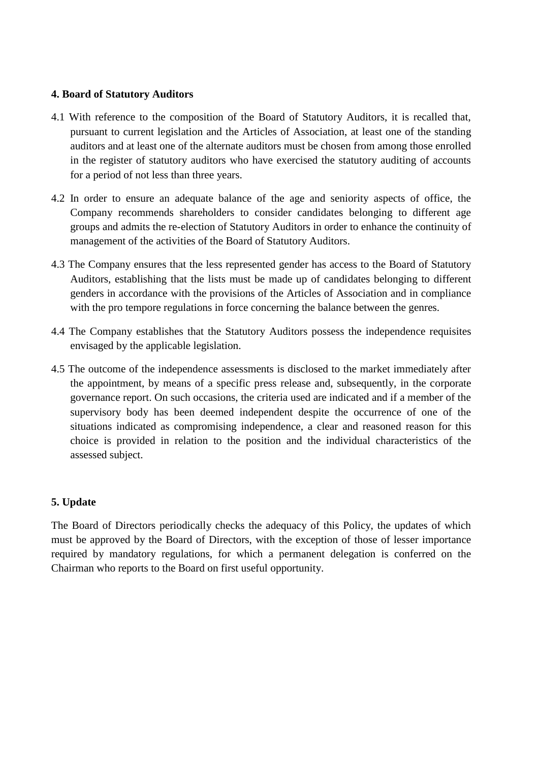## 4. Board of Statutory Auditors

4.1 With reference to the composition of the Board of Statutory Auditors, it is recalled that, pursuant to current legislation and the Articles of Association, at least one of the standing auditors and at least one of the alternate auditors must be chosen from among those enrolled in the register of statutory auditors who have exercised the statutory auditing of accounts for a period of not less than three years.

4.2 In order to ensure an adequate balance of the age and seniority aspects of office, the Company recommends shareholders to consider candidates belonging to different age groups and admits the re-election of Statutory Auditors in order to enhance the continuity of management of the activities of the Board of Statutory Auditors.

4.3 The Company ensures that the less represented gender has access to the Board of Statutory Auditors, establishing that the lists must be made up of candidates belonging to different genders in accordance with the provisions of the Articles of Association and in compliance with the pro tempore regulations in force concerning the balance between the genres.

4.4 The Company establishes that the Statutory Auditors possess the independence requisites envisaged by the applicable legislation.

4.5 The outcome of the independence assessments is disclosed to the market immediately after the appointment, by means of a specific press release and, subsequently, in the corporate governance report. On such occasions, the criteria used are indicated and if a member of the supervisory body has been deemed independent despite the occurrence of one of the situations indicated as compromising independence, a clear and reasoned reason for this choice is provided in relation to the position and the individual characteristics of the assessed subject.

## 5. Update

The Board of Directors periodically checks the adequacy of this Policy, the updates of which must be approved by the Board of Directors, with the exception of those of lesser importance required by mandatory regulations, for which a permanent delegation is conferred on the Chairman who reports to the Board on first useful opportunity.